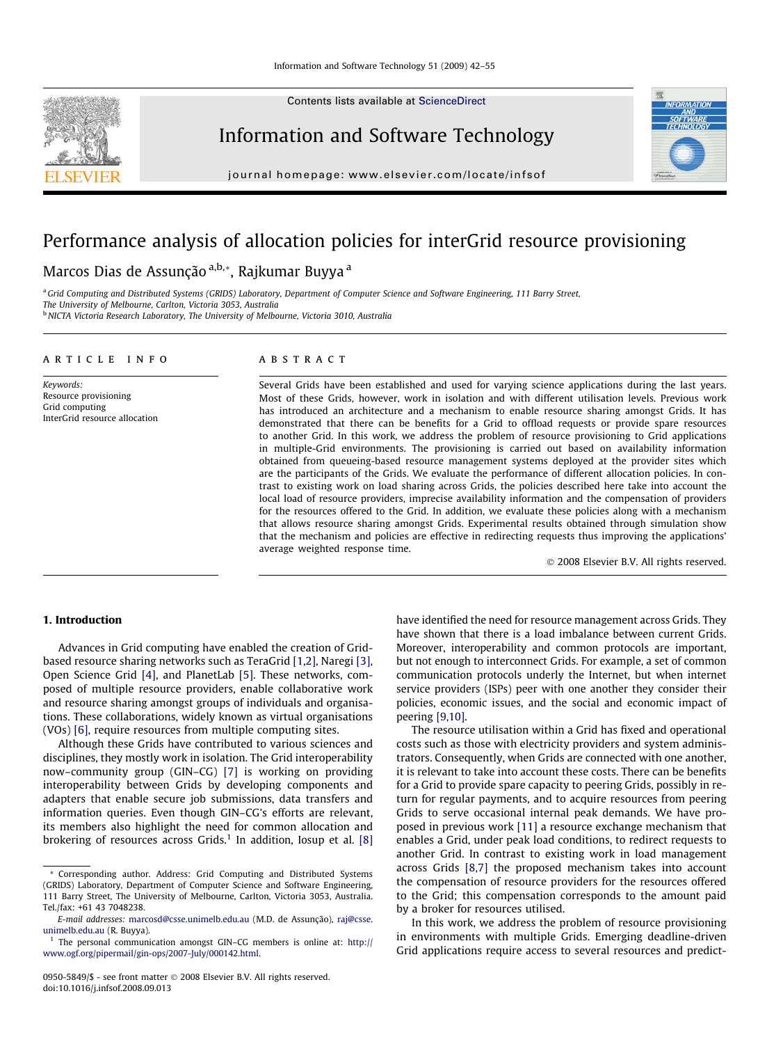# Performance analysis of allocation policies for interGrid resource provisioning

Marcos Dias de Assunção [a,b,*], Rajkumar Buyya [a]

[a] Grid Computing and Distributed Systems (GRIDS) Laboratory, Department of Computer Science and Software Engineering, 111 Barry Street, The University of Melbourne, Carlton, Victoria 3053, Australia

[b] NICTA Victoria Research Laboratory, The University of Melbourne, Victoria 3010, Australia

**ARTICLE INFO**

*Keywords:*
Resource provisioning
Grid computing
InterGrid resource allocation

**ABSTRACT**

Several Grids have been established and used for varying science applications during the last years. Most of these Grids, however, work in isolation and with different utilisation levels. Previous work has introduced an architecture and a mechanism to enable resource sharing amongst Grids. It has demonstrated that there can be benefits for a Grid to offload requests or provide spare resources to another Grid. In this work, we address the problem of resource provisioning to Grid applications in multiple-Grid environments. The provisioning is carried out based on availability information obtained from queueing-based resource management systems deployed at the provider sites which are the participants of the Grids. We evaluate the performance of different allocation policies. In contrast to existing work on load sharing across Grids, the policies described here take into account the local load of resource providers, imprecise availability information and the compensation of providers for the resources offered to the Grid. In addition, we evaluate these policies along with a mechanism that allows resource sharing amongst Grids. Experimental results obtained through simulation show that the mechanism and policies are effective in redirecting requests thus improving the applications' average weighted response time.

© 2008 Elsevier B.V. All rights reserved.

## 1. Introduction

Advances in Grid computing have enabled the creation of Grid-based resource sharing networks such as TeraGrid [1,2], Naregi [3], Open Science Grid [4], and PlanetLab [5]. These networks, composed of multiple resource providers, enable collaborative work and resource sharing amongst groups of individuals and organisations. These collaborations, widely known as virtual organisations (VOs) [6], require resources from multiple computing sites.

Although these Grids have contributed to various sciences and disciplines, they mostly work in isolation. The Grid interoperability now–community group (GIN–CG) [7] is working on providing interoperability between Grids by developing components and adapters that enable secure job submissions, data transfers and information queries. Even though GIN–CG's efforts are relevant, its members also highlight the need for common allocation and brokering of resources across Grids.[1] In addition, Iosup et al. [8] have identified the need for resource management across Grids. They have shown that there is a load imbalance between current Grids. Moreover, interoperability and common protocols are important, but not enough to interconnect Grids. For example, a set of common communication protocols underly the Internet, but when internet service providers (ISPs) peer with one another they consider their policies, economic issues, and the social and economic impact of peering [9,10].

The resource utilisation within a Grid has fixed and operational costs such as those with electricity providers and system administrators. Consequently, when Grids are connected with one another, it is relevant to take into account these costs. There can be benefits for a Grid to provide spare capacity to peering Grids, possibly in return for regular payments, and to acquire resources from peering Grids to serve occasional internal peak demands. We have proposed in previous work [11] a resource exchange mechanism that enables a Grid, under peak load conditions, to redirect requests to another Grid. In contrast to existing work in load management across Grids [8,7] the proposed mechanism takes into account the compensation of resource providers for the resources offered to the Grid; this compensation corresponds to the amount paid by a broker for resources utilised.

In this work, we address the problem of resource provisioning in environments with multiple Grids. Emerging deadline-driven Grid applications require access to several resources and predict-

---

\* Corresponding author. Address: Grid Computing and Distributed Systems (GRIDS) Laboratory, Department of Computer Science and Software Engineering, 111 Barry Street, The University of Melbourne, Carlton, Victoria 3053, Australia. Tel./fax: +61 43 7048238.

*E-mail addresses:* marcosd@csse.unimelb.edu.au (M.D. de Assunção), raj@csse.unimelb.edu.au (R. Buyya).

[1] The personal communication amongst GIN–CG members is online at: http://www.ogf.org/pipermail/gin-ops/2007-July/000142.html.

0950-5849/$ - see front matter © 2008 Elsevier B.V. All rights reserved.
doi:10.1016/j.infsof.2008.09.013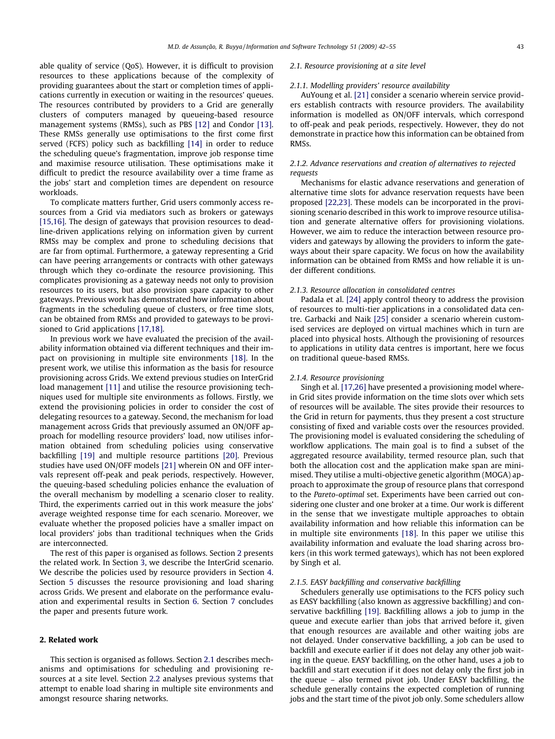able quality of service (QoS). However, it is difficult to provision resources to these applications because of the complexity of providing guarantees about the start or completion times of applications currently in execution or waiting in the resources' queues. The resources contributed by providers to a Grid are generally clusters of computers managed by queueing-based resource management systems (RMSs), such as PBS [12] and Condor [13]. These RMSs generally use optimisations to the first come first served (FCFS) policy such as backfilling [14] in order to reduce the scheduling queue's fragmentation, improve job response time and maximise resource utilisation. These optimisations make it difficult to predict the resource availability over a time frame as the jobs' start and completion times are dependent on resource workloads.

To complicate matters further, Grid users commonly access resources from a Grid via mediators such as brokers or gateways [15,16]. The design of gateways that provision resources to deadline-driven applications relying on information given by current RMSs may be complex and prone to scheduling decisions that are far from optimal. Furthermore, a gateway representing a Grid can have peering arrangements or contracts with other gateways through which they co-ordinate the resource provisioning. This complicates provisioning as a gateway needs not only to provision resources to its users, but also provision spare capacity to other gateways. Previous work has demonstrated how information about fragments in the scheduling queue of clusters, or free time slots, can be obtained from RMSs and provided to gateways to be provisioned to Grid applications [17,18].

In previous work we have evaluated the precision of the availability information obtained via different techniques and their impact on provisioning in multiple site environments [18]. In the present work, we utilise this information as the basis for resource provisioning across Grids. We extend previous studies on InterGrid load management [11] and utilise the resource provisioning techniques used for multiple site environments as follows. Firstly, we extend the provisioning policies in order to consider the cost of delegating resources to a gateway. Second, the mechanism for load management across Grids that previously assumed an ON/OFF approach for modelling resource providers' load, now utilises information obtained from scheduling policies using conservative backfilling [19] and multiple resource partitions [20]. Previous studies have used ON/OFF models [21] wherein ON and OFF intervals represent off-peak and peak periods, respectively. However, the queuing-based scheduling policies enhance the evaluation of the overall mechanism by modelling a scenario closer to reality. Third, the experiments carried out in this work measure the jobs' average weighted response time for each scenario. Moreover, we evaluate whether the proposed policies have a smaller impact on local providers' jobs than traditional techniques when the Grids are interconnected.

The rest of this paper is organised as follows. Section 2 presents the related work. In Section 3, we describe the InterGrid scenario. We describe the policies used by resource providers in Section 4. Section 5 discusses the resource provisioning and load sharing across Grids. We present and elaborate on the performance evaluation and experimental results in Section 6. Section 7 concludes the paper and presents future work.

## 2. Related work

This section is organised as follows. Section 2.1 describes mechanisms and optimisations for scheduling and provisioning resources at a site level. Section 2.2 analyses previous systems that attempt to enable load sharing in multiple site environments and amongst resource sharing networks.

### 2.1. Resource provisioning at a site level

#### 2.1.1. Modelling providers' resource availability

AuYoung et al. [21] consider a scenario wherein service providers establish contracts with resource providers. The availability information is modelled as ON/OFF intervals, which correspond to off-peak and peak periods, respectively. However, they do not demonstrate in practice how this information can be obtained from RMSs.

#### 2.1.2. Advance reservations and creation of alternatives to rejected requests

Mechanisms for elastic advance reservations and generation of alternative time slots for advance reservation requests have been proposed [22,23]. These models can be incorporated in the provisioning scenario described in this work to improve resource utilisation and generate alternative offers for provisioning violations. However, we aim to reduce the interaction between resource providers and gateways by allowing the providers to inform the gateways about their spare capacity. We focus on how the availability information can be obtained from RMSs and how reliable it is under different conditions.

#### 2.1.3. Resource allocation in consolidated centres

Padala et al. [24] apply control theory to address the provision of resources to multi-tier applications in a consolidated data centre. Garbacki and Naik [25] consider a scenario wherein customised services are deployed on virtual machines which in turn are placed into physical hosts. Although the provisioning of resources to applications in utility data centres is important, here we focus on traditional queue-based RMSs.

#### 2.1.4. Resource provisioning

Singh et al. [17,26] have presented a provisioning model wherein Grid sites provide information on the time slots over which sets of resources will be available. The sites provide their resources to the Grid in return for payments, thus they present a cost structure consisting of fixed and variable costs over the resources provided. The provisioning model is evaluated considering the scheduling of workflow applications. The main goal is to find a subset of the aggregated resource availability, termed resource plan, such that both the allocation cost and the application make span are minimised. They utilise a multi-objective genetic algorithm (MOGA) approach to approximate the group of resource plans that correspond to the *Pareto-optimal* set. Experiments have been carried out considering one cluster and one broker at a time. Our work is different in the sense that we investigate multiple approaches to obtain availability information and how reliable this information can be in multiple site environments [18]. In this paper we utilise this availability information and evaluate the load sharing across brokers (in this work termed gateways), which has not been explored by Singh et al.

#### 2.1.5. EASY backfilling and conservative backfilling

Schedulers generally use optimisations to the FCFS policy such as EASY backfilling (also known as aggressive backfilling) and conservative backfilling [19]. Backfilling allows a job to jump in the queue and execute earlier than jobs that arrived before it, given that enough resources are available and other waiting jobs are not delayed. Under conservative backfilling, a job can be used to backfill and execute earlier if it does not delay any other job waiting in the queue. EASY backfilling, on the other hand, uses a job to backfill and start execution if it does not delay only the first job in the queue – also termed pivot job. Under EASY backfilling, the schedule generally contains the expected completion of running jobs and the start time of the pivot job only. Some schedulers allow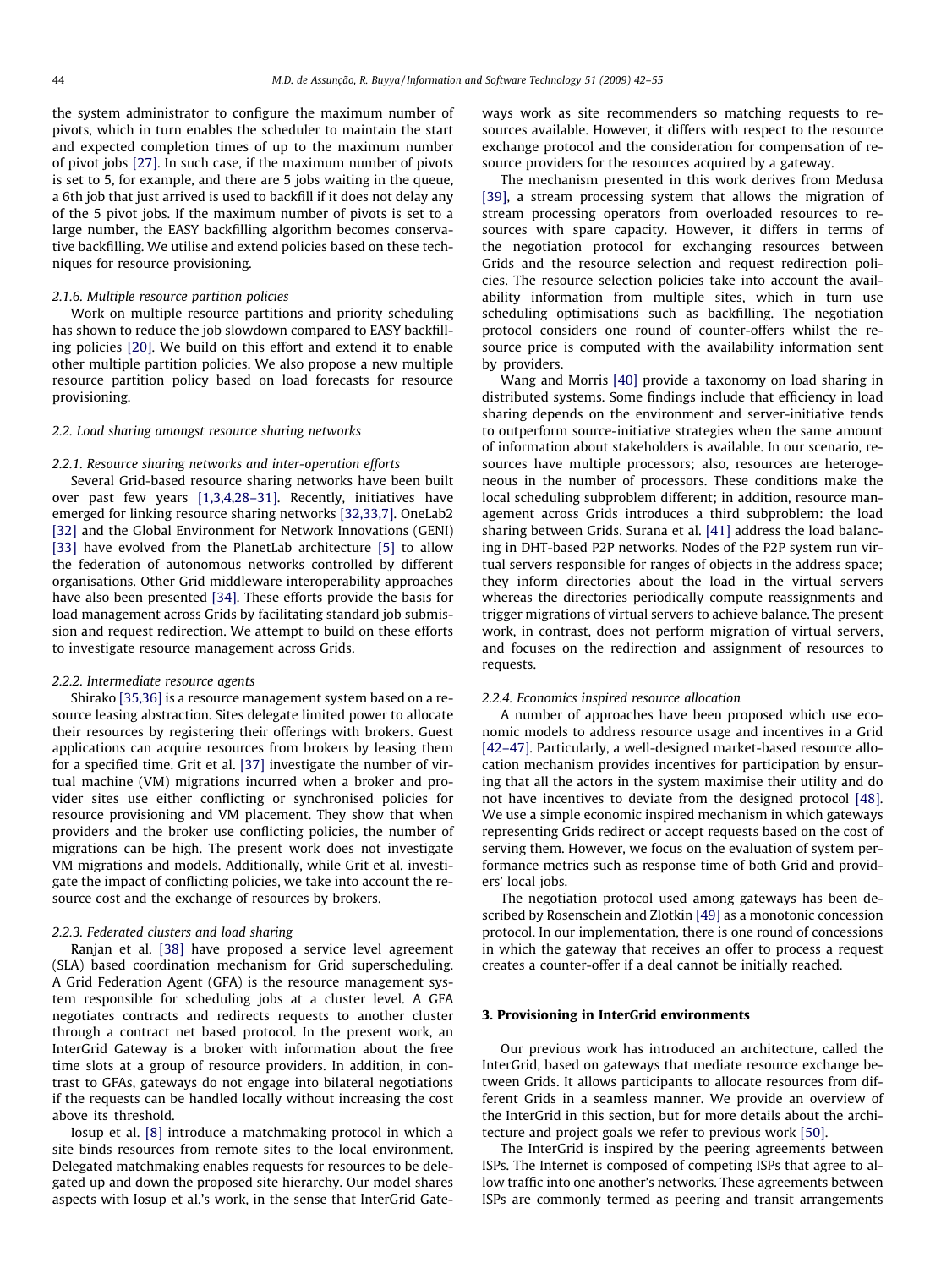the system administrator to configure the maximum number of pivots, which in turn enables the scheduler to maintain the start and expected completion times of up to the maximum number of pivot jobs [27]. In such case, if the maximum number of pivots is set to 5, for example, and there are 5 jobs waiting in the queue, a 6th job that just arrived is used to backfill if it does not delay any of the 5 pivot jobs. If the maximum number of pivots is set to a large number, the EASY backfilling algorithm becomes conservative backfilling. We utilise and extend policies based on these techniques for resource provisioning.

#### 2.1.6. Multiple resource partition policies

Work on multiple resource partitions and priority scheduling has shown to reduce the job slowdown compared to EASY backfilling policies [20]. We build on this effort and extend it to enable other multiple partition policies. We also propose a new multiple resource partition policy based on load forecasts for resource provisioning.

### 2.2. Load sharing amongst resource sharing networks

#### 2.2.1. Resource sharing networks and inter-operation efforts

Several Grid-based resource sharing networks have been built over past few years [1,3,4,28–31]. Recently, initiatives have emerged for linking resource sharing networks [32,33,7]. OneLab2 [32] and the Global Environment for Network Innovations (GENI) [33] have evolved from the PlanetLab architecture [5] to allow the federation of autonomous networks controlled by different organisations. Other Grid middleware interoperability approaches have also been presented [34]. These efforts provide the basis for load management across Grids by facilitating standard job submission and request redirection. We attempt to build on these efforts to investigate resource management across Grids.

#### 2.2.2. Intermediate resource agents

Shirako [35,36] is a resource management system based on a resource leasing abstraction. Sites delegate limited power to allocate their resources by registering their offerings with brokers. Guest applications can acquire resources from brokers by leasing them for a specified time. Grit et al. [37] investigate the number of virtual machine (VM) migrations incurred when a broker and provider sites use either conflicting or synchronised policies for resource provisioning and VM placement. They show that when providers and the broker use conflicting policies, the number of migrations can be high. The present work does not investigate VM migrations and models. Additionally, while Grit et al. investigate the impact of conflicting policies, we take into account the resource cost and the exchange of resources by brokers.

#### 2.2.3. Federated clusters and load sharing

Ranjan et al. [38] have proposed a service level agreement (SLA) based coordination mechanism for Grid superscheduling. A Grid Federation Agent (GFA) is the resource management system responsible for scheduling jobs at a cluster level. A GFA negotiates contracts and redirects requests to another cluster through a contract net based protocol. In the present work, an InterGrid Gateway is a broker with information about the free time slots at a group of resource providers. In addition, in contrast to GFAs, gateways do not engage into bilateral negotiations if the requests can be handled locally without increasing the cost above its threshold.

Iosup et al. [8] introduce a matchmaking protocol in which a site binds resources from remote sites to the local environment. Delegated matchmaking enables requests for resources to be delegated up and down the proposed site hierarchy. Our model shares aspects with Iosup et al.'s work, in the sense that InterGrid Gateways work as site recommenders so matching requests to resources available. However, it differs with respect to the resource exchange protocol and the consideration for compensation of resource providers for the resources acquired by a gateway.

The mechanism presented in this work derives from Medusa [39], a stream processing system that allows the migration of stream processing operators from overloaded resources to resources with spare capacity. However, it differs in terms of the negotiation protocol for exchanging resources between Grids and the resource selection and request redirection policies. The resource selection policies take into account the availability information from multiple sites, which in turn use scheduling optimisations such as backfilling. The negotiation protocol considers one round of counter-offers whilst the resource price is computed with the availability information sent by providers.

Wang and Morris [40] provide a taxonomy on load sharing in distributed systems. Some findings include that efficiency in load sharing depends on the environment and server-initiative tends to outperform source-initiative strategies when the same amount of information about stakeholders is available. In our scenario, resources have multiple processors; also, resources are heterogeneous in the number of processors. These conditions make the local scheduling subproblem different; in addition, resource management across Grids introduces a third subproblem: the load sharing between Grids. Surana et al. [41] address the load balancing in DHT-based P2P networks. Nodes of the P2P system run virtual servers responsible for ranges of objects in the address space; they inform directories about the load in the virtual servers whereas the directories periodically compute reassignments and trigger migrations of virtual servers to achieve balance. The present work, in contrast, does not perform migration of virtual servers, and focuses on the redirection and assignment of resources to requests.

#### 2.2.4. Economics inspired resource allocation

A number of approaches have been proposed which use economic models to address resource usage and incentives in a Grid [42–47]. Particularly, a well-designed market-based resource allocation mechanism provides incentives for participation by ensuring that all the actors in the system maximise their utility and do not have incentives to deviate from the designed protocol [48]. We use a simple economic inspired mechanism in which gateways representing Grids redirect or accept requests based on the cost of serving them. However, we focus on the evaluation of system performance metrics such as response time of both Grid and providers' local jobs.

The negotiation protocol used among gateways has been described by Rosenschein and Zlotkin [49] as a monotonic concession protocol. In our implementation, there is one round of concessions in which the gateway that receives an offer to process a request creates a counter-offer if a deal cannot be initially reached.

## 3. Provisioning in InterGrid environments

Our previous work has introduced an architecture, called the InterGrid, based on gateways that mediate resource exchange between Grids. It allows participants to allocate resources from different Grids in a seamless manner. We provide an overview of the InterGrid in this section, but for more details about the architecture and project goals we refer to previous work [50].

The InterGrid is inspired by the peering agreements between ISPs. The Internet is composed of competing ISPs that agree to allow traffic into one another's networks. These agreements between ISPs are commonly termed as peering and transit arrangements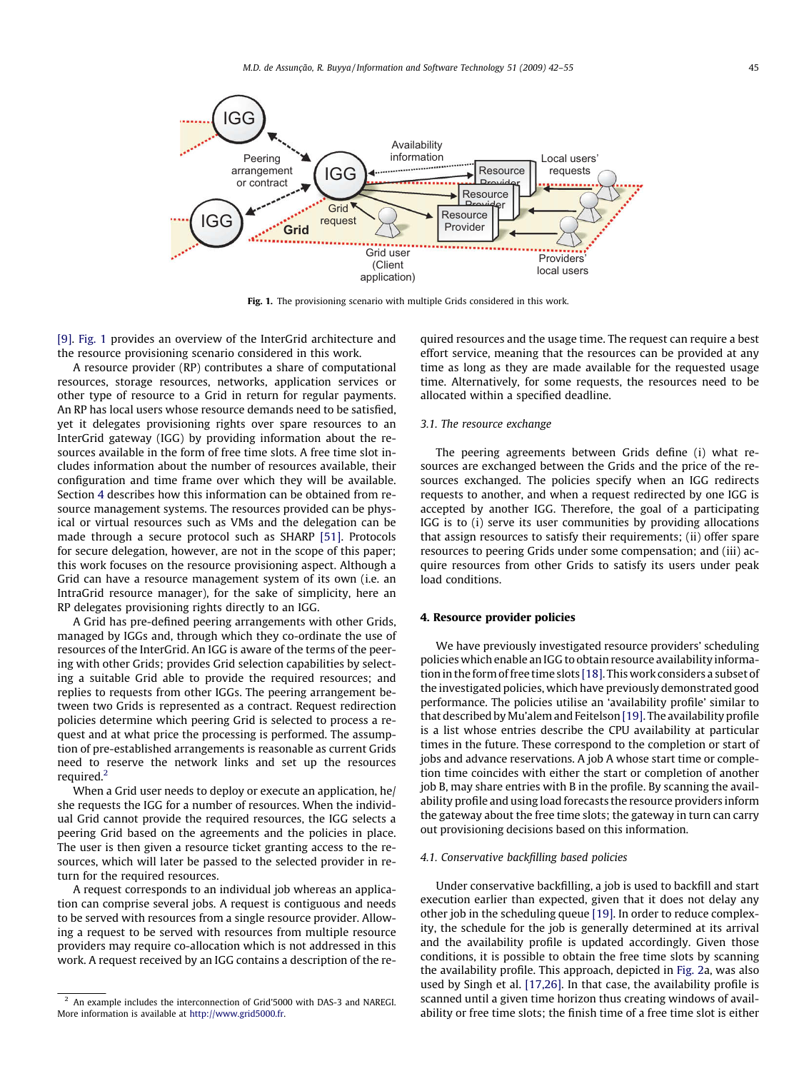IGG

Peering arrangement or contract

IGG

IGG

Availability information

Resource Provider

Resource Provider

Resource Provider

Local users' requests

Grid request

Grid

Grid user (Client application)

Providers' local users

**Fig. 1.** The provisioning scenario with multiple Grids considered in this work.

[9]. Fig. 1 provides an overview of the InterGrid architecture and the resource provisioning scenario considered in this work.

A resource provider (RP) contributes a share of computational resources, storage resources, networks, application services or other type of resource to a Grid in return for regular payments. An RP has local users whose resource demands need to be satisfied, yet it delegates provisioning rights over spare resources to an InterGrid gateway (IGG) by providing information about the resources available in the form of free time slots. A free time slot includes information about the number of resources available, their configuration and time frame over which they will be available. Section 4 describes how this information can be obtained from resource management systems. The resources provided can be physical or virtual resources such as VMs and the delegation can be made through a secure protocol such as SHARP [51]. Protocols for secure delegation, however, are not in the scope of this paper; this work focuses on the resource provisioning aspect. Although a Grid can have a resource management system of its own (i.e. an IntraGrid resource manager), for the sake of simplicity, here an RP delegates provisioning rights directly to an IGG.

A Grid has pre-defined peering arrangements with other Grids, managed by IGGs and, through which they co-ordinate the use of resources of the InterGrid. An IGG is aware of the terms of the peering with other Grids; provides Grid selection capabilities by selecting a suitable Grid able to provide the required resources; and replies to requests from other IGGs. The peering arrangement between two Grids is represented as a contract. Request redirection policies determine which peering Grid is selected to process a request and at what price the processing is performed. The assumption of pre-established arrangements is reasonable as current Grids need to reserve the network links and set up the resources required.[2]

When a Grid user needs to deploy or execute an application, he/she requests the IGG for a number of resources. When the individual Grid cannot provide the required resources, the IGG selects a peering Grid based on the agreements and the policies in place. The user is then given a resource ticket granting access to the resources, which will later be passed to the selected provider in return for the required resources.

A request corresponds to an individual job whereas an application can comprise several jobs. A request is contiguous and needs to be served with resources from a single resource provider. Allowing a request to be served with resources from multiple resource providers may require co-allocation which is not addressed in this work. A request received by an IGG contains a description of the required resources and the usage time. The request can require a best effort service, meaning that the resources can be provided at any time as long as they are made available for the requested usage time. Alternatively, for some requests, the resources need to be allocated within a specified deadline.

### 3.1. The resource exchange

The peering agreements between Grids define (i) what resources are exchanged between the Grids and the price of the resources exchanged. The policies specify when an IGG redirects requests to another, and when a request redirected by one IGG is accepted by another IGG. Therefore, the goal of a participating IGG is to (i) serve its user communities by providing allocations that assign resources to satisfy their requirements; (ii) offer spare resources to peering Grids under some compensation; and (iii) acquire resources from other Grids to satisfy its users under peak load conditions.

## 4. Resource provider policies

We have previously investigated resource providers' scheduling policies which enable an IGG to obtain resource availability information in the form of free time slots [18]. This work considers a subset of the investigated policies, which have previously demonstrated good performance. The policies utilise an 'availability profile' similar to that described by Mu'alem and Feitelson [19]. The availability profile is a list whose entries describe the CPU availability at particular times in the future. These correspond to the completion or start of jobs and advance reservations. A job A whose start time or completion time coincides with either the start or completion of another job B, may share entries with B in the profile. By scanning the availability profile and using load forecasts the resource providers inform the gateway about the free time slots; the gateway in turn can carry out provisioning decisions based on this information.

### 4.1. Conservative backfilling based policies

Under conservative backfilling, a job is used to backfill and start execution earlier than expected, given that it does not delay any other job in the scheduling queue [19]. In order to reduce complexity, the schedule for the job is generally determined at its arrival and the availability profile is updated accordingly. Given those conditions, it is possible to obtain the free time slots by scanning the availability profile. This approach, depicted in Fig. 2a, was also used by Singh et al. [17,26]. In that case, the availability profile is scanned until a given time horizon thus creating windows of availability or free time slots; the finish time of a free time slot is either

[2] An example includes the interconnection of Grid'5000 with DAS-3 and NAREGI. More information is available at http://www.grid5000.fr.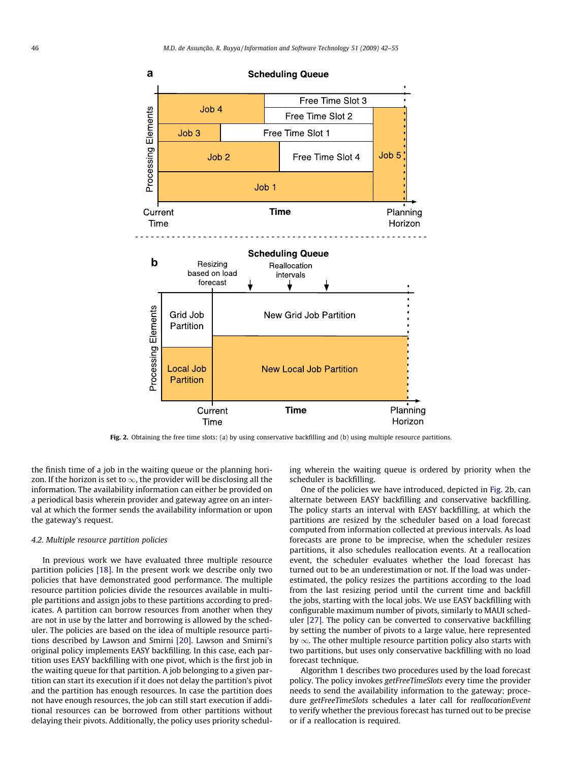a

Scheduling Queue

Job 4

Free Time Slot 3

Free Time Slot 2

Job 3

Free Time Slot 1

Job 2

Free Time Slot 4

Job 5

Job 1

Processing Elements

Current Time

Time

Planning Horizon

b

Scheduling Queue

Resizing based on load forecast

Reallocation intervals

Grid Job Partition

New Grid Job Partition

Local Job Partition

New Local Job Partition

Processing Elements

Current Time

Time

Planning Horizon

**Fig. 2.** Obtaining the free time slots: (a) by using conservative backfilling and (b) using multiple resource partitions.

the finish time of a job in the waiting queue or the planning horizon. If the horizon is set to $\infty$, the provider will be disclosing all the information. The availability information can either be provided on a periodical basis wherein provider and gateway agree on an interval at which the former sends the availability information or upon the gateway's request.

### 4.2. Multiple resource partition policies

In previous work we have evaluated three multiple resource partition policies [18]. In the present work we describe only two policies that have demonstrated good performance. The multiple resource partition policies divide the resources available in multiple partitions and assign jobs to these partitions according to predicates. A partition can borrow resources from another when they are not in use by the latter and borrowing is allowed by the scheduler. The policies are based on the idea of multiple resource partitions described by Lawson and Smirni [20]. Lawson and Smirni's original policy implements EASY backfilling. In this case, each partition uses EASY backfilling with one pivot, which is the first job in the waiting queue for that partition. A job belonging to a given partition can start its execution if it does not delay the partition's pivot and the partition has enough resources. In case the partition does not have enough resources, the job can still start execution if additional resources can be borrowed from other partitions without delaying their pivots. Additionally, the policy uses priority scheduling wherein the waiting queue is ordered by priority when the scheduler is backfilling.

One of the policies we have introduced, depicted in Fig. 2b, can alternate between EASY backfilling and conservative backfilling. The policy starts an interval with EASY backfilling, at which the partitions are resized by the scheduler based on a load forecast computed from information collected at previous intervals. As load forecasts are prone to be imprecise, when the scheduler resizes partitions, it also schedules reallocation events. At a reallocation event, the scheduler evaluates whether the load forecast has turned out to be an underestimation or not. If the load was underestimated, the policy resizes the partitions according to the load from the last resizing period until the current time and backfill the jobs, starting with the local jobs. We use EASY backfilling with configurable maximum number of pivots, similarly to MAUI scheduler [27]. The policy can be converted to conservative backfilling by setting the number of pivots to a large value, here represented by $\infty$. The other multiple resource partition policy also starts with two partitions, but uses only conservative backfilling with no load forecast technique.

Algorithm 1 describes two procedures used by the load forecast policy. The policy invokes *getFreeTimeSlots* every time the provider needs to send the availability information to the gateway; procedure *getFreeTimeSlots* schedules a later call for *reallocationEvent* to verify whether the previous forecast has turned out to be precise or if a reallocation is required.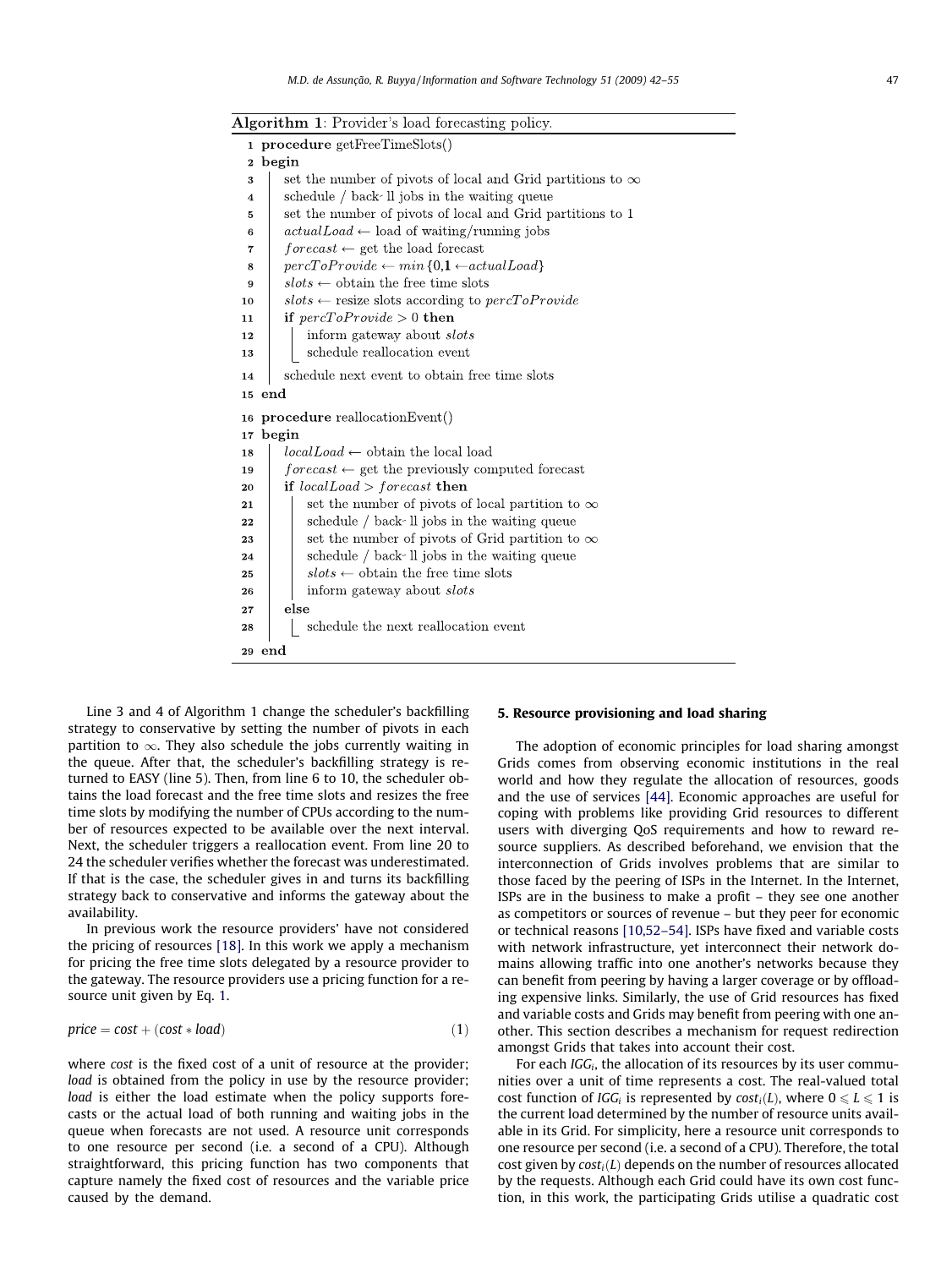**Algorithm 1**: Provider's load forecasting policy.

```
1  procedure getFreeTimeSlots()
2  begin
3      set the number of pivots of local and Grid partitions to ∞
4      schedule / back- ll jobs in the waiting queue
5      set the number of pivots of local and Grid partitions to 1
6      actualLoad ← load of waiting/running jobs
7      forecast ← get the load forecast
8      percToProvide ← min{0,1 ←actualLoad}
9      slots ← obtain the free time slots
10     slots ← resize slots according to percToProvide
11     if percToProvide > 0 then
12         inform gateway about slots
13         schedule reallocation event
14     schedule next event to obtain free time slots
15 end
16 procedure reallocationEvent()
17 begin
18     localLoad ← obtain the local load
19     forecast ← get the previously computed forecast
20     if localLoad > forecast then
21         set the number of pivots of local partition to ∞
22         schedule / back- ll jobs in the waiting queue
23         set the number of pivots of Grid partition to ∞
24         schedule / back- ll jobs in the waiting queue
25         slots ← obtain the free time slots
26         inform gateway about slots
27     else
28         schedule the next reallocation event
29 end
```

Line 3 and 4 of Algorithm 1 change the scheduler's backfilling strategy to conservative by setting the number of pivots in each partition to $\infty$. They also schedule the jobs currently waiting in the queue. After that, the scheduler's backfilling strategy is returned to EASY (line 5). Then, from line 6 to 10, the scheduler obtains the load forecast and the free time slots and resizes the free time slots by modifying the number of CPUs according to the number of resources expected to be available over the next interval. Next, the scheduler triggers a reallocation event. From line 20 to 24 the scheduler verifies whether the forecast was underestimated. If that is the case, the scheduler gives in and turns its backfilling strategy back to conservative and informs the gateway about the availability.

In previous work the resource providers' have not considered the pricing of resources [18]. In this work we apply a mechanism for pricing the free time slots delegated by a resource provider to the gateway. The resource providers use a pricing function for a resource unit given by Eq. 1.

$$price = cost + (cost * load) \tag{1}$$

where *cost* is the fixed cost of a unit of resource at the provider; *load* is obtained from the policy in use by the resource provider; *load* is either the load estimate when the policy supports forecasts or the actual load of both running and waiting jobs in the queue when forecasts are not used. A resource unit corresponds to one resource per second (i.e. a second of a CPU). Although straightforward, this pricing function has two components that capture namely the fixed cost of resources and the variable price caused by the demand.

## 5. Resource provisioning and load sharing

The adoption of economic principles for load sharing amongst Grids comes from observing economic institutions in the real world and how they regulate the allocation of resources, goods and the use of services [44]. Economic approaches are useful for coping with problems like providing Grid resources to different users with diverging QoS requirements and how to reward resource suppliers. As described beforehand, we envision that the interconnection of Grids involves problems that are similar to those faced by the peering of ISPs in the Internet. In the Internet, ISPs are in the business to make a profit – they see one another as competitors or sources of revenue – but they peer for economic or technical reasons [10,52–54]. ISPs have fixed and variable costs with network infrastructure, yet interconnect their network domains allowing traffic into one another's networks because they can benefit from peering by having a larger coverage or by offloading expensive links. Similarly, the use of Grid resources has fixed and variable costs and Grids may benefit from peering with one another. This section describes a mechanism for request redirection amongst Grids that takes into account their cost.

For each $IGG_i$, the allocation of its resources by its user communities over a unit of time represents a cost. The real-valued total cost function of $IGG_i$ is represented by $cost_i(L)$, where $0 \leqslant L \leqslant 1$ is the current load determined by the number of resource units available in its Grid. For simplicity, here a resource unit corresponds to one resource per second (i.e. a second of a CPU). Therefore, the total cost given by $cost_i(L)$ depends on the number of resources allocated by the requests. Although each Grid could have its own cost function, in this work, the participating Grids utilise a quadratic cost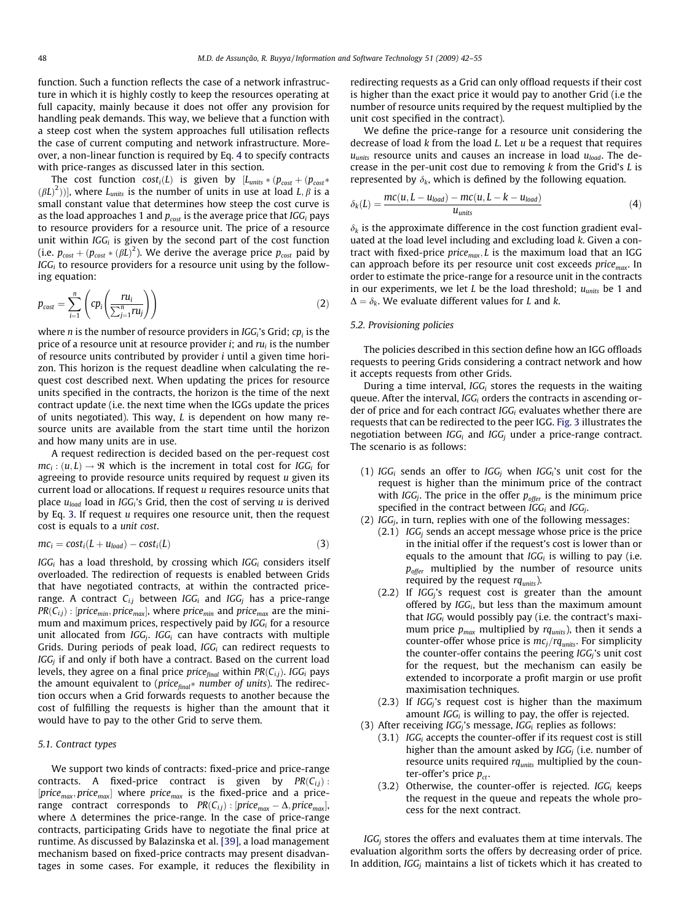function. Such a function reflects the case of a network infrastructure in which it is highly costly to keep the resources operating at full capacity, mainly because it does not offer any provision for handling peak demands. This way, we believe that a function with a steep cost when the system approaches full utilisation reflects the case of current computing and network infrastructure. Moreover, a non-linear function is required by Eq. 4 to specify contracts with price-ranges as discussed later in this section.

The cost function $cost_i(L)$ is given by $[L_{units} * (p_{cost} + (p_{cost} * (\beta L)^2))]$, where $L_{units}$ is the number of units in use at load $L$, $\beta$ is a small constant value that determines how steep the cost curve is as the load approaches 1 and $p_{cost}$ is the average price that $IGG_i$ pays to resource providers for a resource unit. The price of a resource unit within $IGG_i$ is given by the second part of the cost function (i.e. $p_{cost} + (p_{cost} * (\beta L)^2)$. We derive the average price $p_{cost}$ paid by $IGG_i$ to resource providers for a resource unit using by the following equation:

$$p_{cost} = \sum_{i=1}^{n} \left( cp_i \left( \frac{ru_i}{\sum_{j=1}^{n} ru_j} \right) \right) \tag{2}$$

where $n$ is the number of resource providers in $IGG_i$'s Grid; $cp_i$ is the price of a resource unit at resource provider $i$; and $ru_i$ is the number of resource units contributed by provider $i$ until a given time horizon. This horizon is the request deadline when calculating the request cost described next. When updating the prices for resource units specified in the contracts, the horizon is the time of the next contract update (i.e. the next time when the IGGs update the prices of units negotiated). This way, $L$ is dependent on how many resource units are available from the start time until the horizon and how many units are in use.

A request redirection is decided based on the per-request cost $mc_i : (u, L) \to \Re$ which is the increment in total cost for $IGG_i$ for agreeing to provide resource units required by request $u$ given its current load or allocations. If request $u$ requires resource units that place $u_{load}$ load in $IGG_i$'s Grid, then the cost of serving $u$ is derived by Eq. 3. If request $u$ requires one resource unit, then the request cost is equals to a *unit cost*.

$$mc_i = cost_i(L + u_{load}) - cost_i(L) \tag{3}$$

$IGG_i$ has a load threshold, by crossing which $IGG_i$ considers itself overloaded. The redirection of requests is enabled between Grids that have negotiated contracts, at within the contracted price-range. A contract $C_{i,j}$ between $IGG_i$ and $IGG_j$ has a price-range $PR(C_{i,j}) : [price_{min}, price_{max}]$, where $price_{min}$ and $price_{max}$ are the minimum and maximum prices, respectively paid by $IGG_i$ for a resource unit allocated from $IGG_j$. $IGG_i$ can have contracts with multiple Grids. During periods of peak load, $IGG_i$ can redirect requests to $IGG_j$ if and only if both have a contract. Based on the current load levels, they agree on a final price $price_{final}$ within $PR(C_{i,j})$. $IGG_i$ pays the amount equivalent to ($price_{final}*$ *number of units*). The redirection occurs when a Grid forwards requests to another because the cost of fulfilling the requests is higher than the amount that it would have to pay to the other Grid to serve them.

### 5.1. Contract types

We support two kinds of contracts: fixed-price and price-range contracts. A fixed-price contract is given by $PR(C_{i,j}) : [price_{max}, price_{max}]$ where $price_{max}$ is the fixed-price and a price-range contract corresponds to $PR(C_{i,j}) : [price_{max} - \Delta, price_{max}]$, where $\Delta$ determines the price-range. In the case of price-range contracts, participating Grids have to negotiate the final price at runtime. As discussed by Balazinska et al. [39], a load management mechanism based on fixed-price contracts may present disadvantages in some cases. For example, it reduces the flexibility in redirecting requests as a Grid can only offload requests if their cost is higher than the exact price it would pay to another Grid (i.e the number of resource units required by the request multiplied by the unit cost specified in the contract).

We define the price-range for a resource unit considering the decrease of load $k$ from the load $L$. Let $u$ be a request that requires $u_{units}$ resource units and causes an increase in load $u_{load}$. The decrease in the per-unit cost due to removing $k$ from the Grid's $L$ is represented by $\delta_k$, which is defined by the following equation.

$$\delta_k(L) = \frac{mc(u, L - u_{load}) - mc(u, L - k - u_{load})}{u_{units}} \tag{4}$$

$\delta_k$ is the approximate difference in the cost function gradient evaluated at the load level including and excluding load $k$. Given a contract with fixed-price $price_{max}$, $L$ is the maximum load that an IGG can approach before its per resource unit cost exceeds $price_{max}$. In order to estimate the price-range for a resource unit in the contracts in our experiments, we let $L$ be the load threshold; $u_{units}$ be 1 and $\Delta = \delta_k$. We evaluate different values for $L$ and $k$.

### 5.2. Provisioning policies

The policies described in this section define how an IGG offloads requests to peering Grids considering a contract network and how it accepts requests from other Grids.

During a time interval, $IGG_i$ stores the requests in the waiting queue. After the interval, $IGG_i$ orders the contracts in ascending order of price and for each contract $IGG_i$ evaluates whether there are requests that can be redirected to the peer IGG. Fig. 3 illustrates the negotiation between $IGG_i$ and $IGG_j$ under a price-range contract. The scenario is as follows:

(1) $IGG_i$ sends an offer to $IGG_j$ when $IGG_i$'s unit cost for the request is higher than the minimum price of the contract with $IGG_j$. The price in the offer $p_{offer}$ is the minimum price specified in the contract between $IGG_i$ and $IGG_j$.

(2) $IGG_j$, in turn, replies with one of the following messages:

  (2.1) $IGG_j$ sends an accept message whose price is the price in the initial offer if the request's cost is lower than or equals to the amount that $IGG_i$ is willing to pay (i.e. $p_{offer}$ multiplied by the number of resource units required by the request $rq_{units}$).

  (2.2) If $IGG_j$'s request cost is greater than the amount offered by $IGG_i$, but less than the maximum amount that $IGG_i$ would possibly pay (i.e. the contract's maximum price $p_{max}$ multiplied by $rq_{units}$), then it sends a counter-offer whose price is $mc_j/rq_{units}$. For simplicity the counter-offer contains the peering $IGG_j$'s unit cost for the request, but the mechanism can easily be extended to incorporate a profit margin or use profit maximisation techniques.

  (2.3) If $IGG_j$'s request cost is higher than the maximum amount $IGG_i$ is willing to pay, the offer is rejected.

(3) After receiving $IGG_j$'s message, $IGG_i$ replies as follows:

  (3.1) $IGG_i$ accepts the counter-offer if its request cost is still higher than the amount asked by $IGG_j$ (i.e. number of resource units required $rq_{units}$ multiplied by the counter-offer's price $p_{ct}$.

  (3.2) Otherwise, the counter-offer is rejected. $IGG_i$ keeps the request in the queue and repeats the whole process for the next contract.

$IGG_j$ stores the offers and evaluates them at time intervals. The evaluation algorithm sorts the offers by decreasing order of price. In addition, $IGG_j$ maintains a list of tickets which it has created to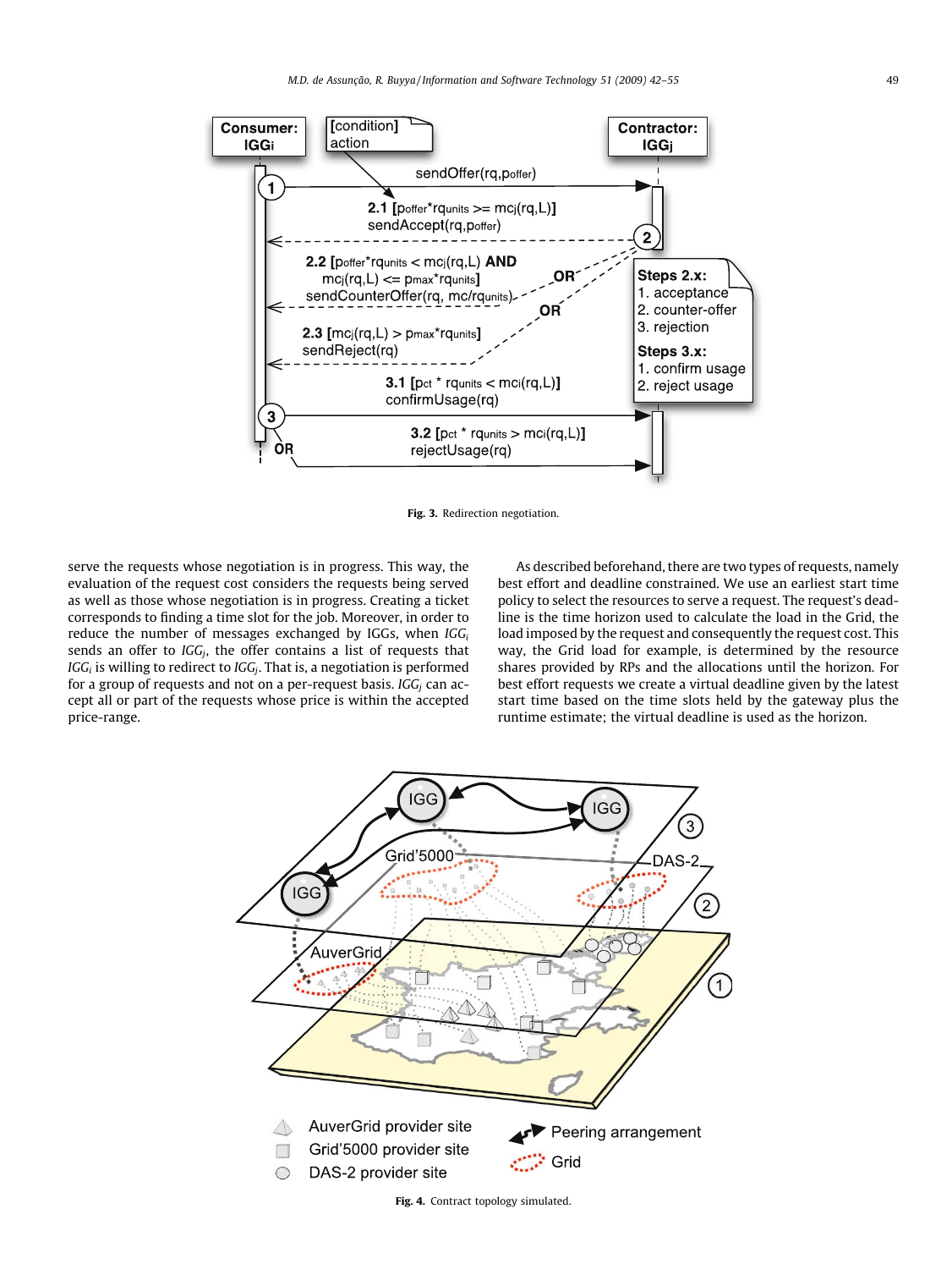Fig. 3. Redirection negotiation.

serve the requests whose negotiation is in progress. This way, the evaluation of the request cost considers the requests being served as well as those whose negotiation is in progress. Creating a ticket corresponds to finding a time slot for the job. Moreover, in order to reduce the number of messages exchanged by IGGs, when $IGG_i$ sends an offer to $IGG_j$, the offer contains a list of requests that $IGG_i$ is willing to redirect to $IGG_j$. That is, a negotiation is performed for a group of requests and not on a per-request basis. $IGG_j$ can accept all or part of the requests whose price is within the accepted price-range.

As described beforehand, there are two types of requests, namely best effort and deadline constrained. We use an earliest start time policy to select the resources to serve a request. The request's deadline is the time horizon used to calculate the load in the Grid, the load imposed by the request and consequently the request cost. This way, the Grid load for example, is determined by the resource shares provided by RPs and the allocations until the horizon. For best effort requests we create a virtual deadline given by the latest start time based on the time slots held by the gateway plus the runtime estimate; the virtual deadline is used as the horizon.

Fig. 4. Contract topology simulated.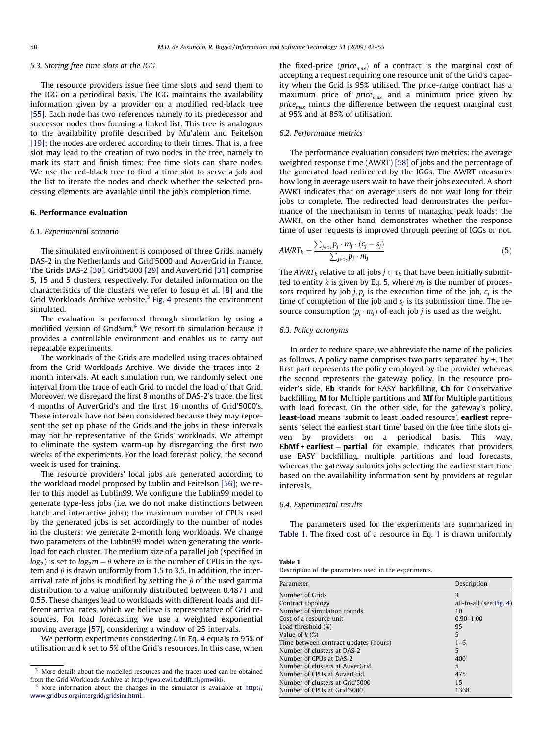### 5.3. Storing free time slots at the IGG

The resource providers issue free time slots and send them to the IGG on a periodical basis. The IGG maintains the availability information given by a provider on a modified red-black tree [55]. Each node has two references namely to its predecessor and successor nodes thus forming a linked list. This tree is analogous to the availability profile described by Mu'alem and Feitelson [19]; the nodes are ordered according to their times. That is, a free slot may lead to the creation of two nodes in the tree, namely to mark its start and finish times; free time slots can share nodes. We use the red-black tree to find a time slot to serve a job and the list to iterate the nodes and check whether the selected processing elements are available until the job's completion time.

## 6. Performance evaluation

### 6.1. Experimental scenario

The simulated environment is composed of three Grids, namely DAS-2 in the Netherlands and Grid'5000 and AuverGrid in France. The Grids DAS-2 [30], Grid'5000 [29] and AuverGrid [31] comprise 5, 15 and 5 clusters, respectively. For detailed information on the characteristics of the clusters we refer to Iosup et al. [8] and the Grid Workloads Archive website.[3] Fig. 4 presents the environment simulated.

The evaluation is performed through simulation by using a modified version of GridSim.[4] We resort to simulation because it provides a controllable environment and enables us to carry out repeatable experiments.

The workloads of the Grids are modelled using traces obtained from the Grid Workloads Archive. We divide the traces into 2-month intervals. At each simulation run, we randomly select one interval from the trace of each Grid to model the load of that Grid. Moreover, we disregard the first 8 months of DAS-2's trace, the first 4 months of AuverGrid's and the first 16 months of Grid'5000's. These intervals have not been considered because they may represent the set up phase of the Grids and the jobs in these intervals may not be representative of the Grids' workloads. We attempt to eliminate the system warm-up by disregarding the first two weeks of the experiments. For the load forecast policy, the second week is used for training.

The resource providers' local jobs are generated according to the workload model proposed by Lublin and Feitelson [56]; we refer to this model as Lublin99. We configure the Lublin99 model to generate type-less jobs (i.e. we do not make distinctions between batch and interactive jobs); the maximum number of CPUs used by the generated jobs is set accordingly to the number of nodes in the clusters; we generate 2-month long workloads. We change two parameters of the Lublin99 model when generating the workload for each cluster. The medium size of a parallel job (specified in $log_2$) is set to $log_2 m - \theta$ where $m$ is the number of CPUs in the system and $\theta$ is drawn uniformly from 1.5 to 3.5. In addition, the inter-arrival rate of jobs is modified by setting the $\beta$ of the used gamma distribution to a value uniformly distributed between 0.4871 and 0.55. These changes lead to workloads with different loads and different arrival rates, which we believe is representative of Grid resources. For load forecasting we use a weighted exponential moving average [57], considering a window of 25 intervals.

We perform experiments considering $L$ in Eq. 4 equals to 95% of utilisation and $k$ set to 5% of the Grid's resources. In this case, when the fixed-price ($price_{max}$) of a contract is the marginal cost of accepting a request requiring one resource unit of the Grid's capacity when the Grid is 95% utilised. The price-range contract has a maximum price of $price_{max}$ and a minimum price given by $price_{max}$ minus the difference between the request marginal cost at 95% and at 85% of utilisation.

### 6.2. Performance metrics

The performance evaluation considers two metrics: the average weighted response time (AWRT) [58] of jobs and the percentage of the generated load redirected by the IGGs. The AWRT measures how long in average users wait to have their jobs executed. A short AWRT indicates that on average users do not wait long for their jobs to complete. The redirected load demonstrates the performance of the mechanism in terms of managing peak loads; the AWRT, on the other hand, demonstrates whether the response time of user requests is improved through peering of IGGs or not.

$$AWRT_k = \frac{\sum_{j \in \tau_k} p_j \cdot m_j \cdot (c_j - s_j)}{\sum_{j \in \tau_k} p_j \cdot m_j} \tag{5}$$

The $AWRT_k$ relative to all jobs $j \in \tau_k$ that have been initially submitted to entity $k$ is given by Eq. 5, where $m_j$ is the number of processors required by job $j$, $p_j$ is the execution time of the job, $c_j$ is the time of completion of the job and $s_j$ is its submission time. The resource consumption ($p_j \cdot m_j$) of each job $j$ is used as the weight.

### 6.3. Policy acronyms

In order to reduce space, we abbreviate the name of the policies as follows. A policy name comprises two parts separated by +. The first part represents the policy employed by the provider whereas the second represents the gateway policy. In the resource provider's side, **Eb** stands for EASY backfilling, **Cb** for Conservative backfilling, **M** for Multiple partitions and **Mf** for Multiple partitions with load forecast. On the other side, for the gateway's policy, **least-load** means 'submit to least loaded resource', **earliest** represents 'select the earliest start time' based on the free time slots given by providers on a periodical basis. This way, **EbMf + earliest – partial** for example, indicates that providers use EASY backfilling, multiple partitions and load forecasts, whereas the gateway submits jobs selecting the earliest start time based on the availability information sent by providers at regular intervals.

### 6.4. Experimental results

The parameters used for the experiments are summarized in Table 1. The fixed cost of a resource in Eq. 1 is drawn uniformly

**Table 1**
Description of the parameters used in the experiments.

| Parameter | Description |
|---|---|
| Number of Grids | 3 |
| Contract topology | all-to-all (see Fig. 4) |
| Number of simulation rounds | 10 |
| Cost of a resource unit | 0.90–1.00 |
| Load threshold (%) | 95 |
| Value of $k$ (%) | 5 |
| Time between contract updates (hours) | 1–6 |
| Number of clusters at DAS-2 | 5 |
| Number of CPUs at DAS-2 | 400 |
| Number of clusters at AuverGrid | 5 |
| Number of CPUs at AuverGrid | 475 |
| Number of clusters at Grid'5000 | 15 |
| Number of CPUs at Grid'5000 | 1368 |

[3] More details about the modelled resources and the traces used can be obtained from the Grid Workloads Archive at http://gwa.ewi.tudelft.nl/pmwiki/.

[4] More information about the changes in the simulator is available at http://www.gridbus.org/intergrid/gridsim.html.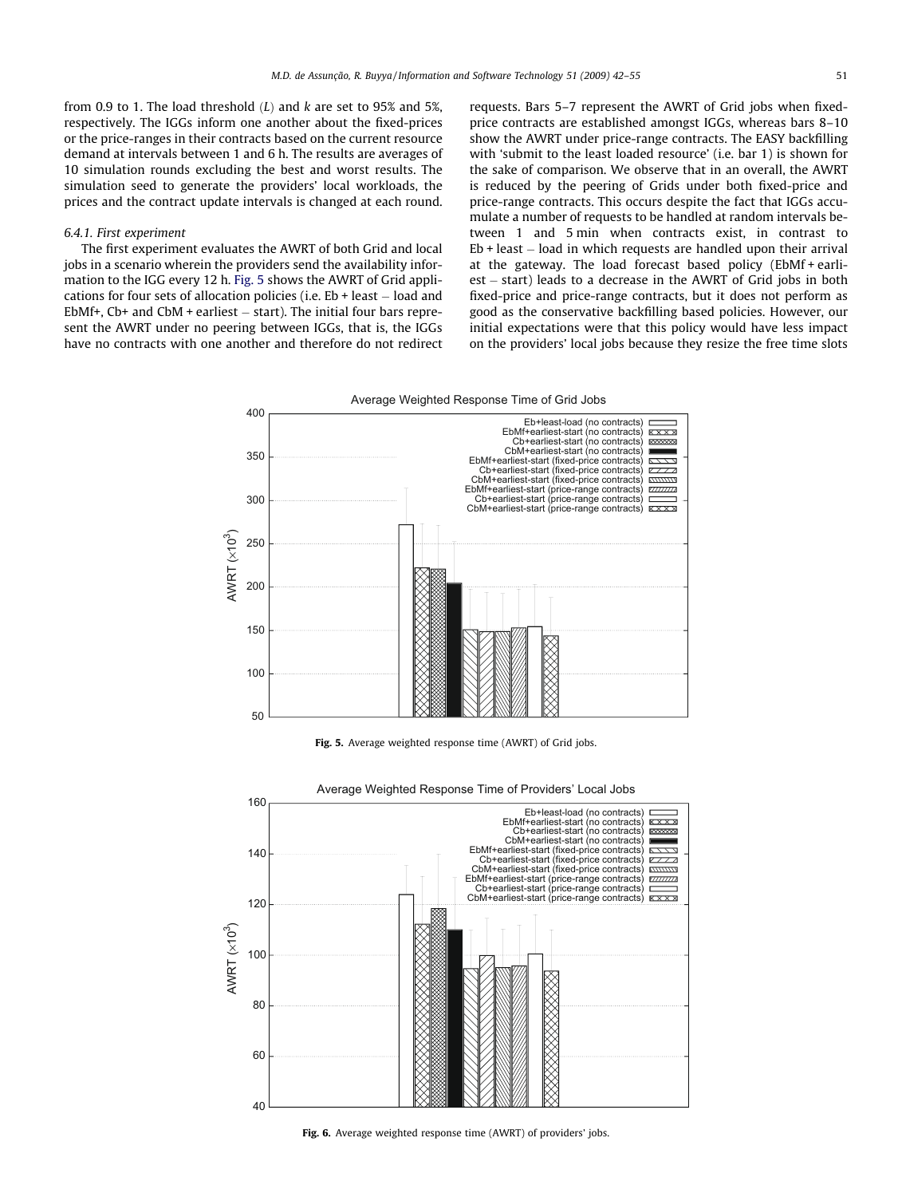from 0.9 to 1. The load threshold ($L$) and $k$ are set to 95% and 5%, respectively. The IGGs inform one another about the fixed-prices or the price-ranges in their contracts based on the current resource demand at intervals between 1 and 6 h. The results are averages of 10 simulation rounds excluding the best and worst results. The simulation seed to generate the providers' local workloads, the prices and the contract update intervals is changed at each round.

### 6.4.1. First experiment

The first experiment evaluates the AWRT of both Grid and local jobs in a scenario wherein the providers send the availability information to the IGG every 12 h. Fig. 5 shows the AWRT of Grid applications for four sets of allocation policies (i.e. Eb + least – load and EbMf+, Cb+ and CbM + earliest – start). The initial four bars represent the AWRT under no peering between IGGs, that is, the IGGs have no contracts with one another and therefore do not redirect requests. Bars 5–7 represent the AWRT of Grid jobs when fixed-price contracts are established amongst IGGs, whereas bars 8–10 show the AWRT under price-range contracts. The EASY backfilling with 'submit to the least loaded resource' (i.e. bar 1) is shown for the sake of comparison. We observe that in an overall, the AWRT is reduced by the peering of Grids under both fixed-price and price-range contracts. This occurs despite the fact that IGGs accumulate a number of requests to be handled at random intervals between 1 and 5 min when contracts exist, in contrast to Eb + least – load in which requests are handled upon their arrival at the gateway. The load forecast based policy (EbMf + earliest – start) leads to a decrease in the AWRT of Grid jobs in both fixed-price and price-range contracts, but it does not perform as good as the conservative backfilling based policies. However, our initial expectations were that this policy would have less impact on the providers' local jobs because they resize the free time slots

Fig. 5. Average weighted response time (AWRT) of Grid jobs.

Fig. 6. Average weighted response time (AWRT) of providers' jobs.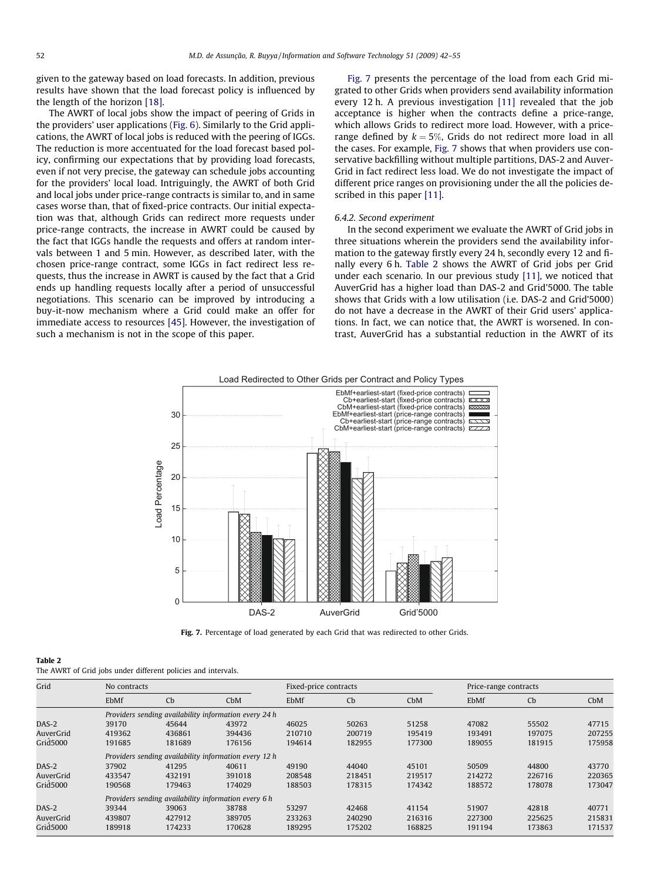given to the gateway based on load forecasts. In addition, previous results have shown that the load forecast policy is influenced by the length of the horizon [18].

The AWRT of local jobs show the impact of peering of Grids in the providers' user applications (Fig. 6). Similarly to the Grid applications, the AWRT of local jobs is reduced with the peering of IGGs. The reduction is more accentuated for the load forecast based policy, confirming our expectations that by providing load forecasts, even if not very precise, the gateway can schedule jobs accounting for the providers' local load. Intriguingly, the AWRT of both Grid and local jobs under price-range contracts is similar to, and in same cases worse than, that of fixed-price contracts. Our initial expectation was that, although Grids can redirect more requests under price-range contracts, the increase in AWRT could be caused by the fact that IGGs handle the requests and offers at random intervals between 1 and 5 min. However, as described later, with the chosen price-range contract, some IGGs in fact redirect less requests, thus the increase in AWRT is caused by the fact that a Grid ends up handling requests locally after a period of unsuccessful negotiations. This scenario can be improved by introducing a buy-it-now mechanism where a Grid could make an offer for immediate access to resources [45]. However, the investigation of such a mechanism is not in the scope of this paper.

Fig. 7 presents the percentage of the load from each Grid migrated to other Grids when providers send availability information every 12 h. A previous investigation [11] revealed that the job acceptance is higher when the contracts define a price-range, which allows Grids to redirect more load. However, with a price-range defined by $k = 5\%$, Grids do not redirect more load in all the cases. For example, Fig. 7 shows that when providers use conservative backfilling without multiple partitions, DAS-2 and AuverGrid in fact redirect less load. We do not investigate the impact of different price ranges on provisioning under the all the policies described in this paper [11].

#### 6.4.2. Second experiment

In the second experiment we evaluate the AWRT of Grid jobs in three situations wherein the providers send the availability information to the gateway firstly every 24 h, secondly every 12 and finally every 6 h. Table 2 shows the AWRT of Grid jobs per Grid under each scenario. In our previous study [11], we noticed that AuverGrid has a higher load than DAS-2 and Grid'5000. The table shows that Grids with a low utilisation (i.e. DAS-2 and Grid'5000) do not have a decrease in the AWRT of their Grid users' applications. In fact, we can notice that, the AWRT is worsened. In contrast, AuverGrid has a substantial reduction in the AWRT of its

**Fig. 7.** Percentage of load generated by each Grid that was redirected to other Grids.

**Table 2**
The AWRT of Grid jobs under different policies and intervals.

| Grid | No contracts | | | Fixed-price contracts | | | Price-range contracts | | |
|---|---|---|---|---|---|---|---|---|---|
| | EbMf | Cb | CbM | EbMf | Cb | CbM | EbMf | Cb | CbM |
| | *Providers sending availability information every 24 h* | | | | | | | | |
| DAS-2 | 39170 | 45644 | 43972 | 46025 | 50263 | 51258 | 47082 | 55502 | 47715 |
| AuverGrid | 419362 | 436861 | 394436 | 210710 | 200719 | 195419 | 193491 | 197075 | 207255 |
| Grid5000 | 191685 | 181689 | 176156 | 194614 | 182955 | 177300 | 189055 | 181915 | 175958 |
| | *Providers sending availability information every 12 h* | | | | | | | | |
| DAS-2 | 37902 | 41295 | 40611 | 49190 | 44040 | 45101 | 50509 | 44800 | 43770 |
| AuverGrid | 433547 | 432191 | 391018 | 208548 | 218451 | 219517 | 214272 | 226716 | 220365 |
| Grid5000 | 190568 | 179463 | 174029 | 188503 | 178315 | 174342 | 188572 | 178078 | 173047 |
| | *Providers sending availability information every 6 h* | | | | | | | | |
| DAS-2 | 39344 | 39063 | 38788 | 53297 | 42468 | 41154 | 51907 | 42818 | 40771 |
| AuverGrid | 439807 | 427912 | 389705 | 233263 | 240290 | 216316 | 227300 | 225625 | 215831 |
| Grid5000 | 189918 | 174233 | 170628 | 189295 | 175202 | 168825 | 191194 | 173863 | 171537 |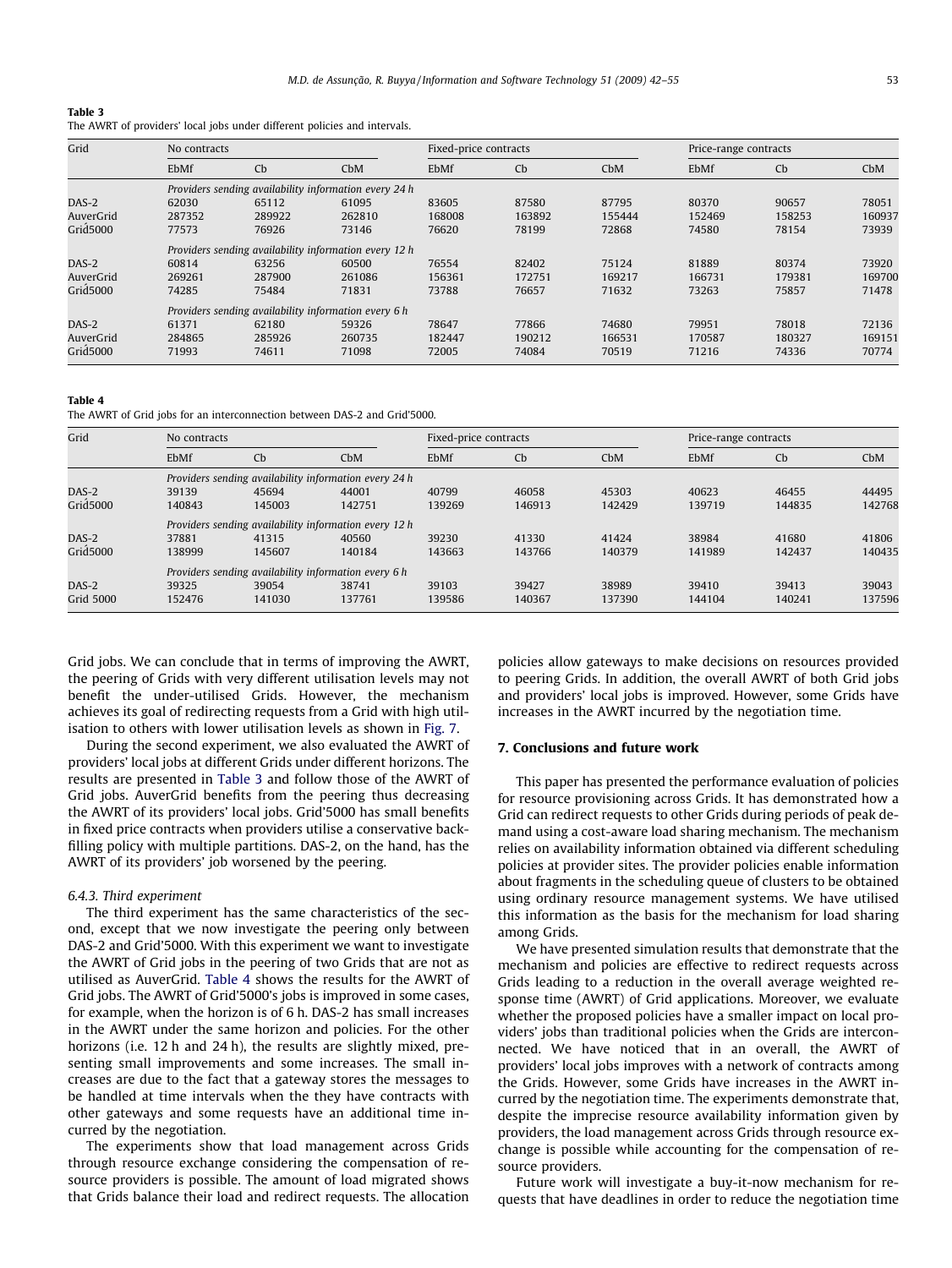**Table 3**
The AWRT of providers' local jobs under different policies and intervals.

| Grid | No contracts | | | Fixed-price contracts | | | Price-range contracts | | |
|---|---|---|---|---|---|---|---|---|---|
| | EbMf | Cb | CbM | EbMf | Cb | CbM | EbMf | Cb | CbM |
| | *Providers sending availability information every 24 h* | | | | | | | | |
| DAS-2 | 62030 | 65112 | 61095 | 83605 | 87580 | 87795 | 80370 | 90657 | 78051 |
| AuverGrid | 287352 | 289922 | 262810 | 168008 | 163892 | 155444 | 152469 | 158253 | 160937 |
| Grid5000 | 77573 | 76926 | 73146 | 76620 | 78199 | 72868 | 74580 | 78154 | 73939 |
| | *Providers sending availability information every 12 h* | | | | | | | | |
| DAS-2 | 60814 | 63256 | 60500 | 76554 | 82402 | 75124 | 81889 | 80374 | 73920 |
| AuverGrid | 269261 | 287900 | 261086 | 156361 | 172751 | 169217 | 166731 | 179381 | 169700 |
| Grid5000 | 74285 | 75484 | 71831 | 73788 | 76657 | 71632 | 73263 | 75857 | 71478 |
| | *Providers sending availability information every 6 h* | | | | | | | | |
| DAS-2 | 61371 | 62180 | 59326 | 78647 | 77866 | 74680 | 79951 | 78018 | 72136 |
| AuverGrid | 284865 | 285926 | 260735 | 182447 | 190212 | 166531 | 170587 | 180327 | 169151 |
| Grid5000 | 71993 | 74611 | 71098 | 72005 | 74084 | 70519 | 71216 | 74336 | 70774 |

**Table 4**
The AWRT of Grid jobs for an interconnection between DAS-2 and Grid'5000.

| Grid | No contracts | | | Fixed-price contracts | | | Price-range contracts | | |
|---|---|---|---|---|---|---|---|---|---|
| | EbMf | Cb | CbM | EbMf | Cb | CbM | EbMf | Cb | CbM |
| | *Providers sending availability information every 24 h* | | | | | | | | |
| DAS-2 | 39139 | 45694 | 44001 | 40799 | 46058 | 45303 | 40623 | 46455 | 44495 |
| Grid5000 | 140843 | 145003 | 142751 | 139269 | 146913 | 142429 | 139719 | 144835 | 142768 |
| | *Providers sending availability information every 12 h* | | | | | | | | |
| DAS-2 | 37881 | 41315 | 40560 | 39230 | 41330 | 41424 | 38984 | 41680 | 41806 |
| Grid5000 | 138999 | 145607 | 140184 | 143663 | 143766 | 140379 | 141989 | 142437 | 140435 |
| | *Providers sending availability information every 6 h* | | | | | | | | |
| DAS-2 | 39325 | 39054 | 38741 | 39103 | 39427 | 38989 | 39410 | 39413 | 39043 |
| Grid 5000 | 152476 | 141030 | 137761 | 139586 | 140367 | 137390 | 144104 | 140241 | 137596 |

Grid jobs. We can conclude that in terms of improving the AWRT, the peering of Grids with very different utilisation levels may not benefit the under-utilised Grids. However, the mechanism achieves its goal of redirecting requests from a Grid with high utilisation to others with lower utilisation levels as shown in Fig. 7.

During the second experiment, we also evaluated the AWRT of providers' local jobs at different Grids under different horizons. The results are presented in Table 3 and follow those of the AWRT of Grid jobs. AuverGrid benefits from the peering thus decreasing the AWRT of its providers' local jobs. Grid'5000 has small benefits in fixed price contracts when providers utilise a conservative backfilling policy with multiple partitions. DAS-2, on the other hand, has the AWRT of its providers' job worsened by the peering.

### 6.4.3. Third experiment

The third experiment has the same characteristics of the second, except that we now investigate the peering only between DAS-2 and Grid'5000. With this experiment we want to investigate the AWRT of Grid jobs in the peering of two Grids that are not as utilised as AuverGrid. Table 4 shows the results for the AWRT of Grid jobs. The AWRT of Grid'5000's jobs is improved in some cases, for example, when the horizon is of 6 h. DAS-2 has small increases in the AWRT under the same horizon and policies. For the other horizons (i.e. 12 h and 24 h), the results are slightly mixed, presenting small improvements and some increases. The small increases are due to the fact that a gateway stores the messages to be handled at time intervals when the they have contracts with other gateways and some requests have an additional time incurred by the negotiation.

The experiments show that load management across Grids through resource exchange considering the compensation of resource providers is possible. The amount of load migrated shows that Grids balance their load and redirect requests. The allocation policies allow gateways to make decisions on resources provided to peering Grids. In addition, the overall AWRT of both Grid jobs and providers' local jobs is improved. However, some Grids have increases in the AWRT incurred by the negotiation time.

## 7. Conclusions and future work

This paper has presented the performance evaluation of policies for resource provisioning across Grids. It has demonstrated how a Grid can redirect requests to other Grids during periods of peak demand using a cost-aware load sharing mechanism. The mechanism relies on availability information obtained via different scheduling policies at provider sites. The provider policies enable information about fragments in the scheduling queue of clusters to be obtained using ordinary resource management systems. We have utilised this information as the basis for the mechanism for load sharing among Grids.

We have presented simulation results that demonstrate that the mechanism and policies are effective to redirect requests across Grids leading to a reduction in the overall average weighted response time (AWRT) of Grid applications. Moreover, we evaluate whether the proposed policies have a smaller impact on local providers' jobs than traditional policies when the Grids are interconnected. We have noticed that in an overall, the AWRT of providers' local jobs improves with a network of contracts among the Grids. However, some Grids have increases in the AWRT incurred by the negotiation time. The experiments demonstrate that, despite the imprecise resource availability information given by providers, the load management across Grids through resource exchange is possible while accounting for the compensation of resource providers.

Future work will investigate a buy-it-now mechanism for requests that have deadlines in order to reduce the negotiation time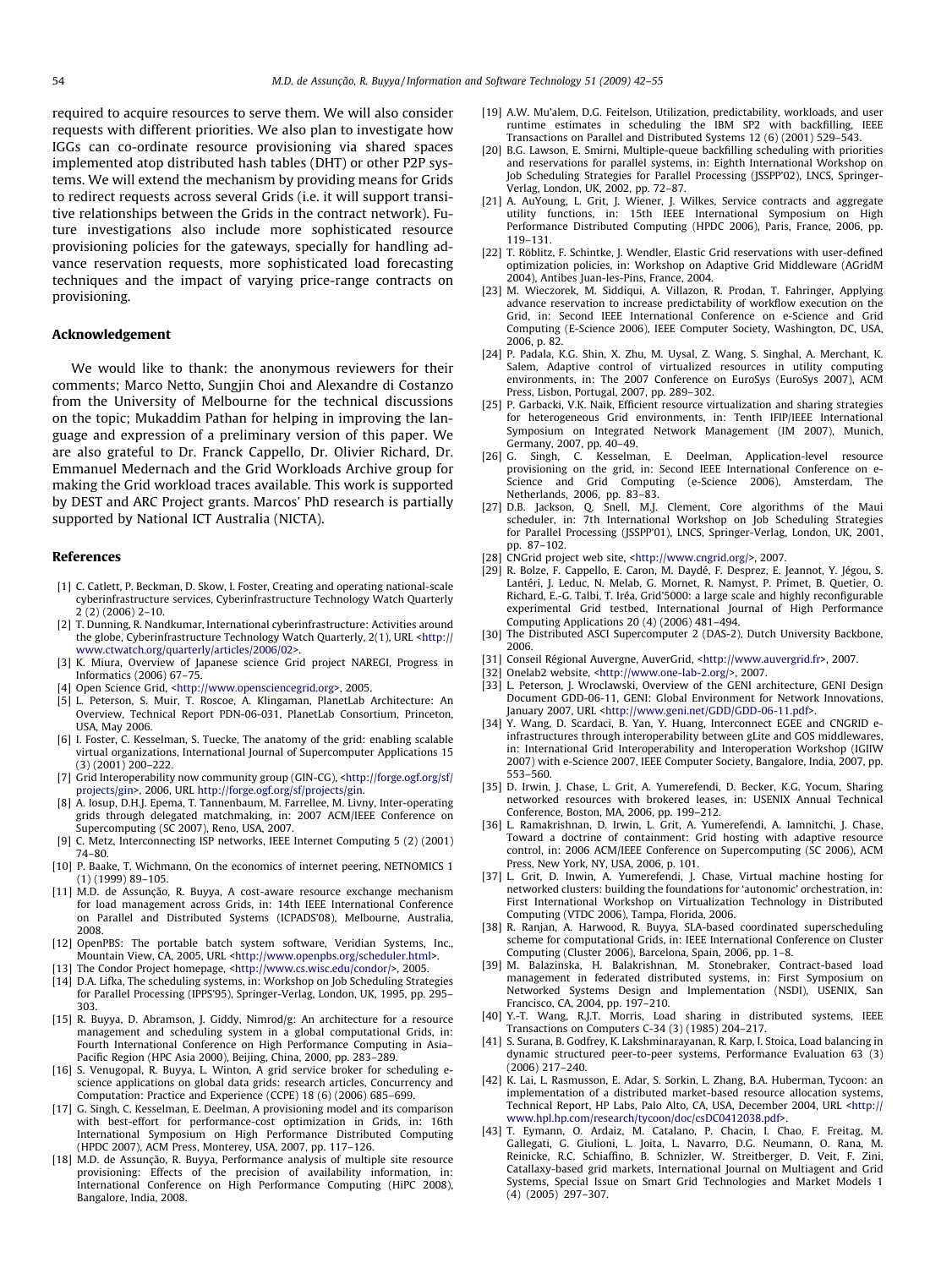required to acquire resources to serve them. We will also consider requests with different priorities. We also plan to investigate how IGGs can co-ordinate resource provisioning via shared spaces implemented atop distributed hash tables (DHT) or other P2P systems. We will extend the mechanism by providing means for Grids to redirect requests across several Grids (i.e. it will support transitive relationships between the Grids in the contract network). Future investigations also include more sophisticated resource provisioning policies for the gateways, specially for handling advance reservation requests, more sophisticated load forecasting techniques and the impact of varying price-range contracts on provisioning.

## Acknowledgement

We would like to thank: the anonymous reviewers for their comments; Marco Netto, Sungjin Choi and Alexandre di Costanzo from the University of Melbourne for the technical discussions on the topic; Mukaddim Pathan for helping in improving the language and expression of a preliminary version of this paper. We are also grateful to Dr. Franck Cappello, Dr. Olivier Richard, Dr. Emmanuel Medernach and the Grid Workloads Archive group for making the Grid workload traces available. This work is supported by DEST and ARC Project grants. Marcos' PhD research is partially supported by National ICT Australia (NICTA).

## References

[1] C. Catlett, P. Beckman, D. Skow, I. Foster, Creating and operating national-scale cyberinfrastructure services, Cyberinfrastructure Technology Watch Quarterly 2 (2) (2006) 2–10.

[2] T. Dunning, R. Nandkumar, International cyberinfrastructure: Activities around the globe, Cyberinfrastructure Technology Watch Quarterly, 2(1), URL <http://www.ctwatch.org/quarterly/articles/2006/02>.

[3] K. Miura, Overview of Japanese science Grid project NAREGI, Progress in Informatics (2006) 67–75.

[4] Open Science Grid, <http://www.opensciencegrid.org>, 2005.

[5] L. Peterson, S. Muir, T. Roscoe, A. Klingaman, PlanetLab Architecture: An Overview, Technical Report PDN-06-031, PlanetLab Consortium, Princeton, USA, May 2006.

[6] I. Foster, C. Kesselman, S. Tuecke, The anatomy of the grid: enabling scalable virtual organizations, International Journal of Supercomputer Applications 15 (3) (2001) 200–222.

[7] Grid Interoperability now community group (GIN-CG), <http://forge.ogf.org/sf/projects/gin>, 2006, URL http://forge.ogf.org/sf/projects/gin.

[8] A. Iosup, D.H.J. Epema, T. Tannenbaum, M. Farrellee, M. Livny, Inter-operating grids through delegated matchmaking, in: 2007 ACM/IEEE Conference on Supercomputing (SC 2007), Reno, USA, 2007.

[9] C. Metz, Interconnecting ISP networks, IEEE Internet Computing 5 (2) (2001) 74–80.

[10] P. Baake, T. Wichmann, On the economics of internet peering, NETNOMICS 1 (1) (1999) 89–105.

[11] M.D. de Assunção, R. Buyya, A cost-aware resource exchange mechanism for load management across Grids, in: 14th IEEE International Conference on Parallel and Distributed Systems (ICPADS'08), Melbourne, Australia, 2008.

[12] OpenPBS: The portable batch system software, Veridian Systems, Inc., Mountain View, CA, 2005, URL <http://www.openpbs.org/scheduler.html>.

[13] The Condor Project homepage, <http://www.cs.wisc.edu/condor/>, 2005.

[14] D.A. Lifka, The scheduling systems, in: Workshop on Job Scheduling Strategies for Parallel Processing (IPPS'95), Springer-Verlag, London, UK, 1995, pp. 295–303.

[15] R. Buyya, D. Abramson, J. Giddy, Nimrod/g: An architecture for a resource management and scheduling system in a global computational Grids, in: Fourth International Conference on High Performance Computing in Asia–Pacific Region (HPC Asia 2000), Beijing, China, 2000, pp. 283–289.

[16] S. Venugopal, R. Buyya, L. Winton, A grid service broker for scheduling e-science applications on global data grids: research articles, Concurrency and Computation: Practice and Experience (CCPE) 18 (6) (2006) 685–699.

[17] G. Singh, C. Kesselman, E. Deelman, A provisioning model and its comparison with best-effort for performance-cost optimization in Grids, in: 16th International Symposium on High Performance Distributed Computing (HPDC 2007), ACM Press, Monterey, USA, 2007, pp. 117–126.

[18] M.D. de Assunção, R. Buyya, Performance analysis of multiple site resource provisioning: Effects of the precision of availability information, in: International Conference on High Performance Computing (HiPC 2008), Bangalore, India, 2008.

[19] A.W. Mu'alem, D.G. Feitelson, Utilization, predictability, workloads, and user runtime estimates in scheduling the IBM SP2 with backfilling, IEEE Transactions on Parallel and Distributed Systems 12 (6) (2001) 529–543.

[20] B.G. Lawson, E. Smirni, Multiple-queue backfilling scheduling with priorities and reservations for parallel systems, in: Eighth International Workshop on Job Scheduling Strategies for Parallel Processing (JSSPP'02), LNCS, Springer-Verlag, London, UK, 2002, pp. 72–87.

[21] A. AuYoung, L. Grit, J. Wiener, J. Wilkes, Service contracts and aggregate utility functions, in: 15th IEEE International Symposium on High Performance Distributed Computing (HPDC 2006), Paris, France, 2006, pp. 119–131.

[22] T. Röblitz, F. Schintke, J. Wendler, Elastic Grid reservations with user-defined optimization policies, in: Workshop on Adaptive Grid Middleware (AGridM 2004), Antibes Juan-les-Pins, France, 2004.

[23] M. Wieczorek, M. Siddiqui, A. Villazon, R. Prodan, T. Fahringer, Applying advance reservation to increase predictability of workflow execution on the Grid, in: Second IEEE International Conference on e-Science and Grid Computing (E-Science 2006), IEEE Computer Society, Washington, DC, USA, 2006, p. 82.

[24] P. Padala, K.G. Shin, X. Zhu, M. Uysal, Z. Wang, S. Singhal, A. Merchant, K. Salem, Adaptive control of virtualized resources in utility computing environments, in: The 2007 Conference on EuroSys (EuroSys 2007), ACM Press, Lisbon, Portugal, 2007, pp. 289–302.

[25] P. Garbacki, V.K. Naik, Efficient resource virtualization and sharing strategies for heterogeneous Grid environments, in: Tenth IFIP/IEEE International Symposium on Integrated Network Management (IM 2007), Munich, Germany, 2007, pp. 40–49.

[26] G. Singh, C. Kesselman, E. Deelman, Application-level resource provisioning on the grid, in: Second IEEE International Conference on e-Science and Grid Computing (e-Science 2006), Amsterdam, The Netherlands, 2006, pp. 83–83.

[27] D.B. Jackson, Q. Snell, M.J. Clement, Core algorithms of the Maui scheduler, in: 7th International Workshop on Job Scheduling Strategies for Parallel Processing (JSSPP'01), LNCS, Springer-Verlag, London, UK, 2001, pp. 87–102.

[28] CNGrid project web site, <http://www.cngrid.org/>, 2007.

[29] R. Bolze, F. Cappello, E. Caron, M. Daydé, F. Desprez, E. Jeannot, Y. Jégou, S. Lantéri, J. Leduc, N. Melab, G. Mornet, R. Namyst, P. Primet, B. Quetier, O. Richard, E.-G. Talbi, T. Iréa, Grid'5000: a large scale and highly reconfigurable experimental Grid testbed, International Journal of High Performance Computing Applications 20 (4) (2006) 481–494.

[30] The Distributed ASCI Supercomputer 2 (DAS-2), Dutch University Backbone, 2006.

[31] Conseil Régional Auvergne, AuverGrid, <http://www.auvergrid.fr>, 2007.

[32] Onelab2 website, <http://www.one-lab-2.org/>, 2007.

[33] L. Peterson, J. Wroclawski, Overview of the GENI architecture, GENI Design Document GDD-06-11, GENI: Global Environment for Network Innovations, January 2007, URL <http://www.geni.net/GDD/GDD-06-11.pdf>.

[34] Y. Wang, D. Scardaci, B. Yan, Y. Huang, Interconnect EGEE and CNGRID e-infrastructures through interoperability between gLite and GOS middlewares, in: International Grid Interoperability and Interoperation Workshop (IGIIW 2007) with e-Science 2007, IEEE Computer Society, Bangalore, India, 2007, pp. 553–560.

[35] D. Irwin, J. Chase, L. Grit, A. Yumerefendi, D. Becker, K.G. Yocum, Sharing networked resources with brokered leases, in: USENIX Annual Technical Conference, Boston, MA, 2006, pp. 199–212.

[36] L. Ramakrishnan, D. Irwin, L. Grit, A. Yumerefendi, A. Iamnitchi, J. Chase, Toward a doctrine of containment: Grid hosting with adaptive resource control, in: 2006 ACM/IEEE Conference on Supercomputing (SC 2006), ACM Press, New York, NY, USA, 2006, p. 101.

[37] L. Grit, D. Inwin, A. Yumerefendi, J. Chase, Virtual machine hosting for networked clusters: building the foundations for 'autonomic' orchestration, in: First International Workshop on Virtualization Technology in Distributed Computing (VTDC 2006), Tampa, Florida, 2006.

[38] R. Ranjan, A. Harwood, R. Buyya, SLA-based coordinated superscheduling scheme for computational Grids, in: IEEE International Conference on Cluster Computing (Cluster 2006), Barcelona, Spain, 2006, pp. 1–8.

[39] M. Balazinska, H. Balakrishnan, M. Stonebraker, Contract-based load management in federated distributed systems, in: First Symposium on Networked Systems Design and Implementation (NSDI), USENIX, San Francisco, CA, 2004, pp. 197–210.

[40] Y.-T. Wang, R.J.T. Morris, Load sharing in distributed systems, IEEE Transactions on Computers C-34 (3) (1985) 204–217.

[41] S. Surana, B. Godfrey, K. Lakshminarayanan, R. Karp, I. Stoica, Load balancing in dynamic structured peer-to-peer systems, Performance Evaluation 63 (3) (2006) 217–240.

[42] K. Lai, L. Rasmusson, E. Adar, S. Sorkin, L. Zhang, B.A. Huberman, Tycoon: an implementation of a distributed market-based resource allocation systems, Technical Report, HP Labs, Palo Alto, CA, USA, December 2004, URL <http://www.hpl.hp.com/research/tycoon/doc/csDC0412038.pdf>.

[43] T. Eymann, O. Ardaiz, M. Catalano, P. Chacin, I. Chao, F. Freitag, M. Gallegati, G. Giulioni, L. Joita, L. Navarro, D.G. Neumann, O. Rana, M. Reinicke, R.C. Schiaffino, B. Schnizler, W. Streitberger, D. Veit, F. Zini, Catallaxy-based grid markets, International Journal on Multiagent and Grid Systems, Special Issue on Smart Grid Technologies and Market Models 1 (4) (2005) 297–307.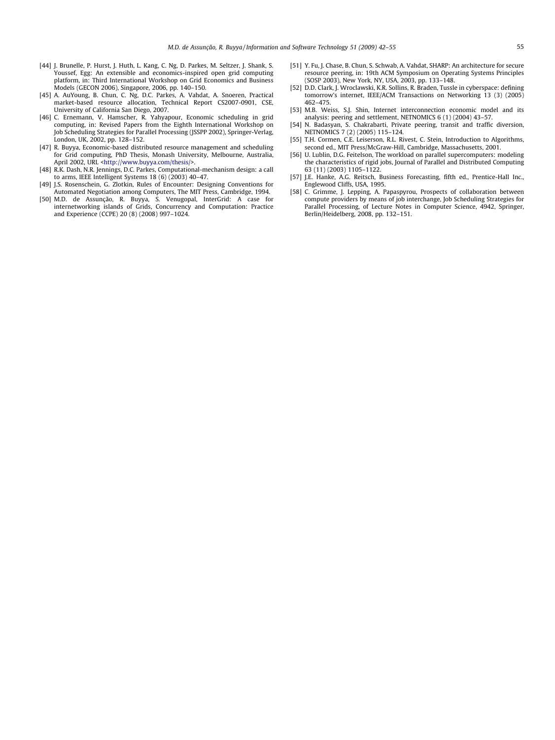[44] J. Brunelle, P. Hurst, J. Huth, L. Kang, C. Ng, D. Parkes, M. Seltzer, J. Shank, S. Youssef, Egg: An extensible and economics-inspired open grid computing platform, in: Third International Workshop on Grid Economics and Business Models (GECON 2006), Singapore, 2006, pp. 140–150.

[45] A. AuYoung, B. Chun, C. Ng, D.C. Parkes, A. Vahdat, A. Snoeren, Practical market-based resource allocation, Technical Report CS2007-0901, CSE, University of California San Diego, 2007.

[46] C. Ernemann, V. Hamscher, R. Yahyapour, Economic scheduling in grid computing, in: Revised Papers from the Eighth International Workshop on Job Scheduling Strategies for Parallel Processing (JSSPP 2002), Springer-Verlag, London, UK, 2002, pp. 128–152.

[47] R. Buyya, Economic-based distributed resource management and scheduling for Grid computing, PhD Thesis, Monash University, Melbourne, Australia, April 2002, URL <http://www.buyya.com/thesis/>.

[48] R.K. Dash, N.R. Jennings, D.C. Parkes, Computational-mechanism design: a call to arms, IEEE Intelligent Systems 18 (6) (2003) 40–47.

[49] J.S. Rosenschein, G. Zlotkin, Rules of Encounter: Designing Conventions for Automated Negotiation among Computers, The MIT Press, Cambridge, 1994.

[50] M.D. de Assunção, R. Buyya, S. Venugopal, InterGrid: A case for internetworking islands of Grids, Concurrency and Computation: Practice and Experience (CCPE) 20 (8) (2008) 997–1024.

[51] Y. Fu, J. Chase, B. Chun, S. Schwab, A. Vahdat, SHARP: An architecture for secure resource peering, in: 19th ACM Symposium on Operating Systems Principles (SOSP 2003), New York, NY, USA, 2003, pp. 133–148.

[52] D.D. Clark, J. Wroclawski, K.R. Sollins, R. Braden, Tussle in cyberspace: defining tomorrow's internet, IEEE/ACM Transactions on Networking 13 (3) (2005) 462–475.

[53] M.B. Weiss, S.J. Shin, Internet interconnection economic model and its analysis: peering and settlement, NETNOMICS 6 (1) (2004) 43–57.

[54] N. Badasyan, S. Chakrabarti, Private peering, transit and traffic diversion, NETNOMICS 7 (2) (2005) 115–124.

[55] T.H. Cormen, C.E. Leiserson, R.L. Rivest, C. Stein, Introduction to Algorithms, second ed., MIT Press/McGraw-Hill, Cambridge, Massachusetts, 2001.

[56] U. Lublin, D.G. Feitelson, The workload on parallel supercomputers: modeling the characteristics of rigid jobs, Journal of Parallel and Distributed Computing 63 (11) (2003) 1105–1122.

[57] J.E. Hanke, A.G. Reitsch, Business Forecasting, fifth ed., Prentice-Hall Inc., Englewood Cliffs, USA, 1995.

[58] C. Grimme, J. Lepping, A. Papaspyrou, Prospects of collaboration between compute providers by means of job interchange, Job Scheduling Strategies for Parallel Processing, of Lecture Notes in Computer Science, 4942, Springer, Berlin/Heidelberg, 2008, pp. 132–151.